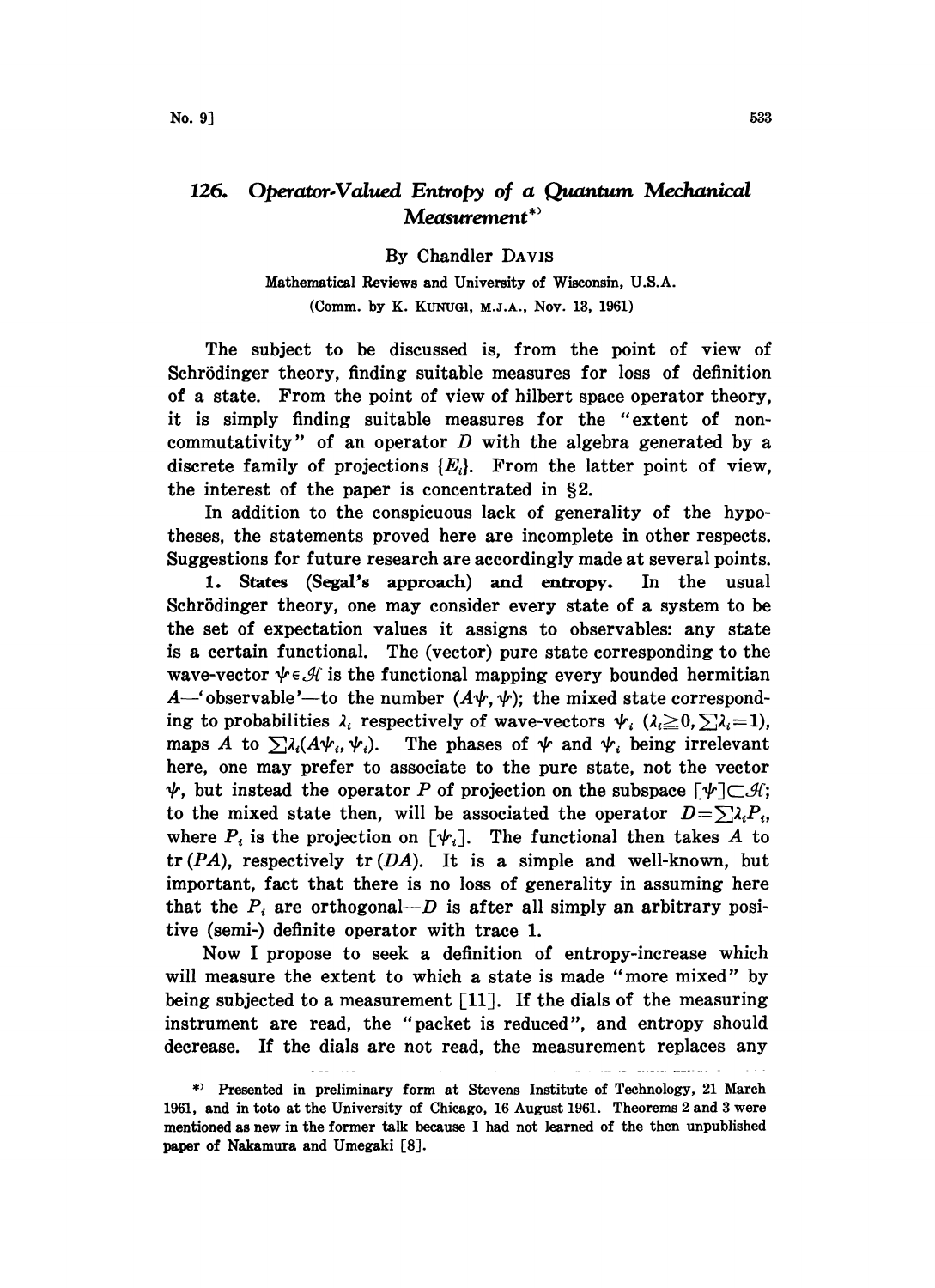# 126. Operator-Valued Entropy of a Quantum Mechanical Measurement*)

By Chandler DAVIS

Mathematical Reviews and University of Wisconsin, U.S.A.

(Comm. by K. KUNUGI, M.J.A., Nov. 13, 1961)

The subject to be discussed is, from the point of view of Schrödinger theory, finding suitable measures for loss of definition of a state. From the point of view of hilbert space operator theory, it is simply finding suitable measures for the "extent of non-commutativity" of an operator $D$ with the algebra generated by a discrete family of projections $\{E_i\}$. From the latter point of view, the interest of the paper is concentrated in §2.

In addition to the conspicuous lack of generality of the hypotheses, the statements proved here are incomplete in other respects. Suggestions for future research are accordingly made at several points.

**1. States (Segal's approach) and entropy.** In the usual Schrödinger theory, one may consider every state of a system to be the set of expectation values it assigns to observables: any state is a certain functional. The (vector) pure state corresponding to the wave-vector $\psi \in \mathscr{H}$ is the functional mapping every bounded hermitian $A$—'observable'—to the number $(A\psi, \psi)$; the mixed state corresponding to probabilities $\lambda_i$ respectively of wave-vectors $\psi_i$ ($\lambda_i \geqq 0, \sum \lambda_i = 1$), maps $A$ to $\sum \lambda_i (A\psi_i, \psi_i)$. The phases of $\psi$ and $\psi_i$ being irrelevant here, one may prefer to associate to the pure state, not the vector $\psi$, but instead the operator $P$ of projection on the subspace $[\psi] \subset \mathscr{H}$; to the mixed state then, will be associated the operator $D = \sum \lambda_i P_i$, where $P_i$ is the projection on $[\psi_i]$. The functional then takes $A$ to $\operatorname{tr}(PA)$, respectively $\operatorname{tr}(DA)$. It is a simple and well-known, but important, fact that there is no loss of generality in assuming here that the $P_i$ are orthogonal—$D$ is after all simply an arbitrary positive (semi-) definite operator with trace 1.

Now I propose to seek a definition of entropy-increase which will measure the extent to which a state is made "more mixed" by being subjected to a measurement [11]. If the dials of the measuring instrument are read, the "packet is reduced", and entropy should decrease. If the dials are not read, the measurement replaces any

---

*) Presented in preliminary form at Stevens Institute of Technology, 21 March 1961, and in toto at the University of Chicago, 16 August 1961. Theorems 2 and 3 were mentioned as new in the former talk because I had not learned of the then unpublished paper of Nakamura and Umegaki [8].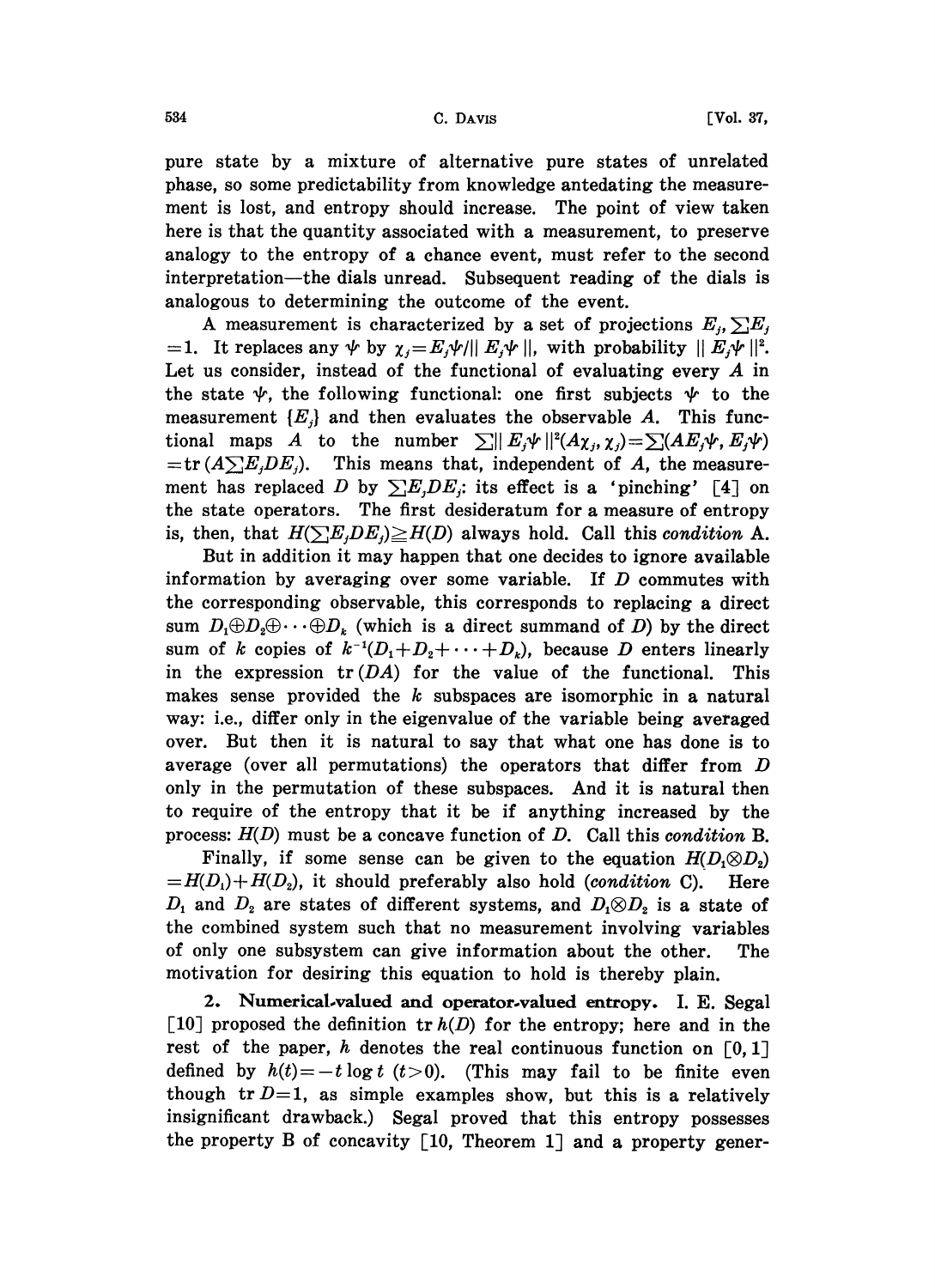pure state by a mixture of alternative pure states of unrelated phase, so some predictability from knowledge antedating the measurement is lost, and entropy should increase. The point of view taken here is that the quantity associated with a measurement, to preserve analogy to the entropy of a chance event, must refer to the second interpretation—the dials unread. Subsequent reading of the dials is analogous to determining the outcome of the event.

A measurement is characterized by a set of projections $E_j$, $\sum E_j = 1$. It replaces any $\psi$ by $\chi_j = E_j\psi / \| E_j\psi \|$, with probability $\| E_j \psi \|^2$. Let us consider, instead of the functional of evaluating every $A$ in the state $\psi$, the following functional: one first subjects $\psi$ to the measurement $\{E_j\}$ and then evaluates the observable $A$. This functional maps $A$ to the number $\sum \| E_j\psi \|^2 (A\chi_j, \chi_j) = \sum (AE_j\psi, E_j\psi) = \operatorname{tr}(A \sum E_j D E_j)$. This means that, independent of $A$, the measurement has replaced $D$ by $\sum E_j D E_j$: its effect is a 'pinching' [4] on the state operators. The first desideratum for a measure of entropy is, then, that $H(\sum E_j D E_j) \geq H(D)$ always hold. Call this *condition* A.

But in addition it may happen that one decides to ignore available information by averaging over some variable. If $D$ commutes with the corresponding observable, this corresponds to replacing a direct sum $D_1 \oplus D_2 \oplus \cdots \oplus D_k$ (which is a direct summand of $D$) by the direct sum of $k$ copies of $k^{-1}(D_1 + D_2 + \cdots + D_k)$, because $D$ enters linearly in the expression $\operatorname{tr}(DA)$ for the value of the functional. This makes sense provided the $k$ subspaces are isomorphic in a natural way: i.e., differ only in the eigenvalue of the variable being averaged over. But then it is natural to say that what one has done is to average (over all permutations) the operators that differ from $D$ only in the permutation of these subspaces. And it is natural then to require of the entropy that it be if anything increased by the process: $H(D)$ must be a concave function of $D$. Call this *condition* B.

Finally, if some sense can be given to the equation $H(D_1 \otimes D_2) = H(D_1) + H(D_2)$, it should preferably also hold (*condition* C). Here $D_1$ and $D_2$ are states of different systems, and $D_1 \otimes D_2$ is a state of the combined system such that no measurement involving variables of only one subsystem can give information about the other. The motivation for desiring this equation to hold is thereby plain.

**2. Numerical-valued and operator-valued entropy.** I. E. Segal [10] proposed the definition $\operatorname{tr} h(D)$ for the entropy; here and in the rest of the paper, $h$ denotes the real continuous function on $[0, 1]$ defined by $h(t) = -t \log t$ $(t > 0)$. (This may fail to be finite even though $\operatorname{tr} D = 1$, as simple examples show, but this is a relatively insignificant drawback.) Segal proved that this entropy possesses the property B of concavity [10, Theorem 1] and a property gener-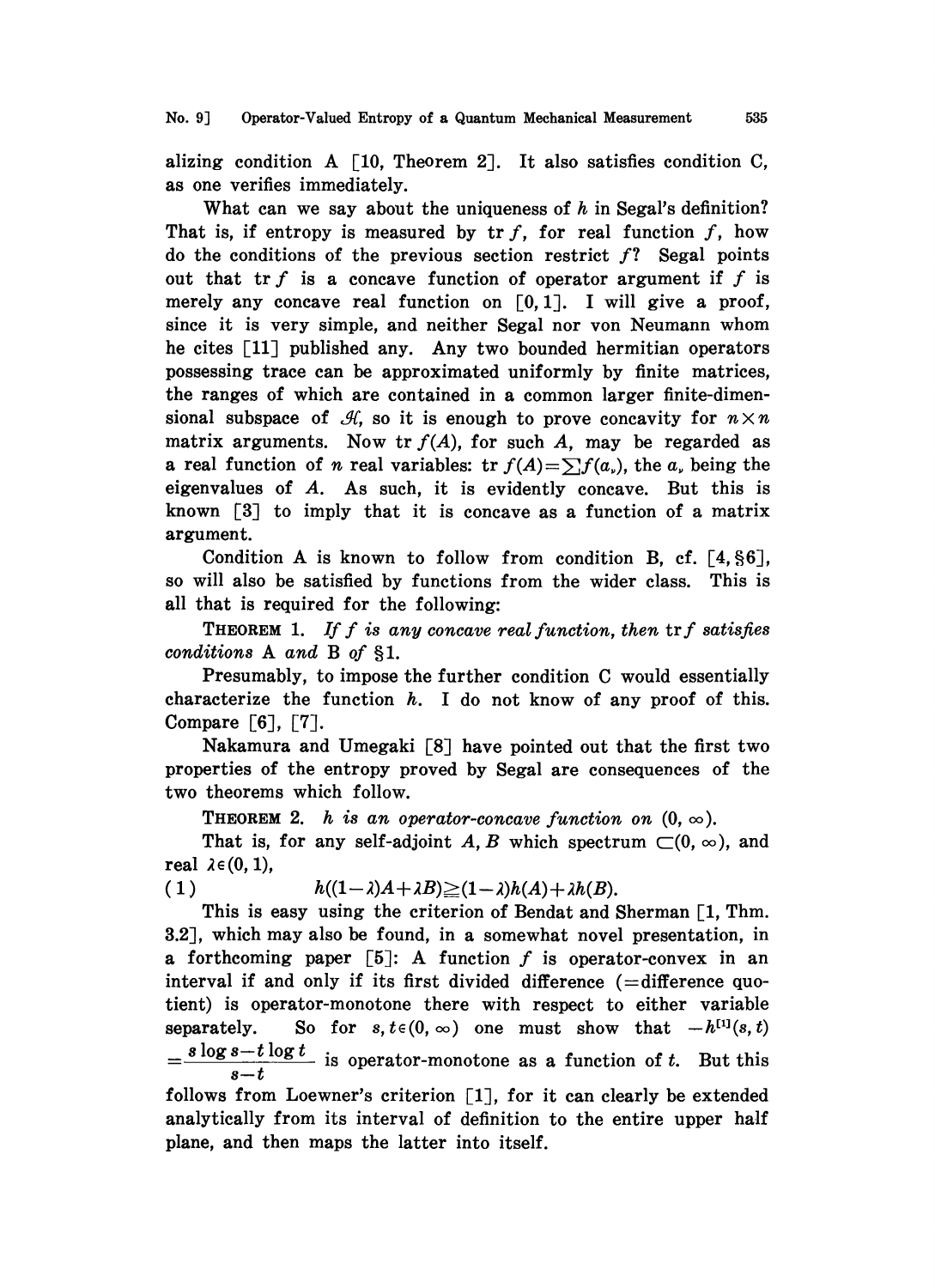alizing condition A [10, Theorem 2]. It also satisfies condition C, as one verifies immediately.

What can we say about the uniqueness of $h$ in Segal's definition? That is, if entropy is measured by $\operatorname{tr} f$, for real function $f$, how do the conditions of the previous section restrict $f$? Segal points out that $\operatorname{tr} f$ is a concave function of operator argument if $f$ is merely any concave real function on $[0,1]$. I will give a proof, since it is very simple, and neither Segal nor von Neumann whom he cites [11] published any. Any two bounded hermitian operators possessing trace can be approximated uniformly by finite matrices, the ranges of which are contained in a common larger finite-dimensional subspace of $\mathcal{H}$, so it is enough to prove concavity for $n \times n$ matrix arguments. Now $\operatorname{tr} f(A)$, for such $A$, may be regarded as a real function of $n$ real variables: $\operatorname{tr} f(A) = \sum f(a_\nu)$, the $a_\nu$ being the eigenvalues of $A$. As such, it is evidently concave. But this is known [3] to imply that it is concave as a function of a matrix argument.

Condition A is known to follow from condition B, cf. [4, §6], so will also be satisfied by functions from the wider class. This is all that is required for the following:

**Theorem 1.** *If $f$ is any concave real function, then* $\operatorname{tr} f$ *satisfies conditions* A *and* B *of* §1.

Presumably, to impose the further condition C would essentially characterize the function $h$. I do not know of any proof of this. Compare [6], [7].

Nakamura and Umegaki [8] have pointed out that the first two properties of the entropy proved by Segal are consequences of the two theorems which follow.

**Theorem 2.** *$h$ is an operator-concave function on $(0, \infty)$.*

That is, for any self-adjoint $A, B$ which spectrum $\subset (0, \infty)$, and real $\lambda \in (0,1)$,

$$h((1-\lambda)A + \lambda B) \geqq (1-\lambda)h(A) + \lambda h(B). \tag{1}$$

This is easy using the criterion of Bendat and Sherman [1, Thm. 3.2], which may also be found, in a somewhat novel presentation, in a forthcoming paper [5]: A function $f$ is operator-convex in an interval if and only if its first divided difference (=difference quotient) is operator-monotone there with respect to either variable separately. So for $s, t \in (0, \infty)$ one must show that $-h^{[1]}(s,t) = \dfrac{s \log s - t \log t}{s-t}$ is operator-monotone as a function of $t$. But this follows from Loewner's criterion [1], for it can clearly be extended analytically from its interval of definition to the entire upper half plane, and then maps the latter into itself.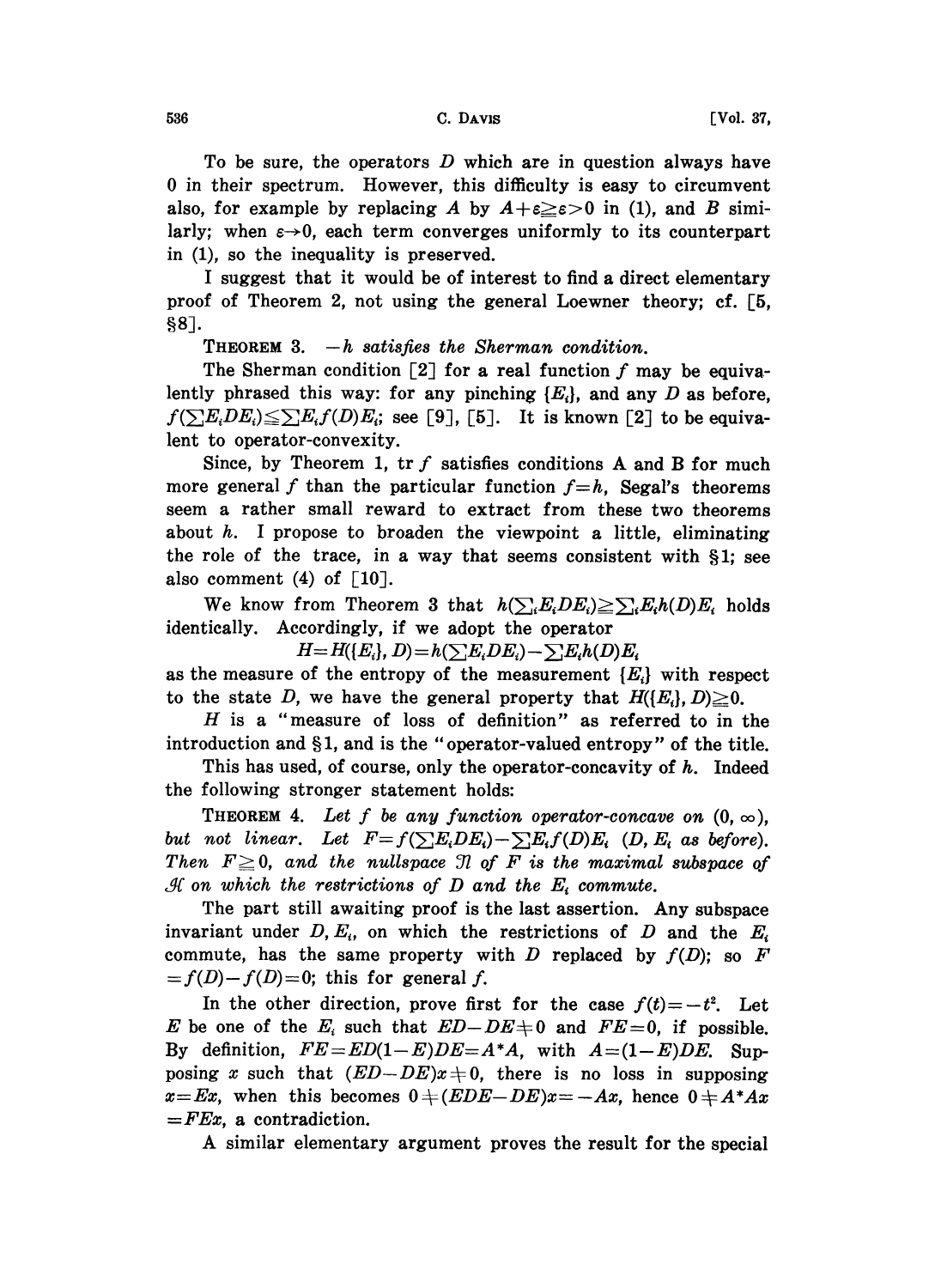To be sure, the operators $D$ which are in question always have 0 in their spectrum. However, this difficulty is easy to circumvent also, for example by replacing $A$ by $A+\varepsilon \geqq \varepsilon > 0$ in (1), and $B$ similarly; when $\varepsilon \to 0$, each term converges uniformly to its counterpart in (1), so the inequality is preserved.

I suggest that it would be of interest to find a direct elementary proof of Theorem 2, not using the general Loewner theory; cf. [5, §8].

THEOREM 3. *$-h$ satisfies the Sherman condition.*

The Sherman condition [2] for a real function $f$ may be equivalently phrased this way: for any pinching $\{E_i\}$, and any $D$ as before, $f(\sum E_i D E_i) \leqq \sum E_i f(D) E_i$; see [9], [5]. It is known [2] to be equivalent to operator-convexity.

Since, by Theorem 1, tr $f$ satisfies conditions A and B for much more general $f$ than the particular function $f = h$, Segal's theorems seem a rather small reward to extract from these two theorems about $h$. I propose to broaden the viewpoint a little, eliminating the role of the trace, in a way that seems consistent with §1; see also comment (4) of [10].

We know from Theorem 3 that $h(\sum_i E_i D E_i) \geqq \sum_i E_i h(D) E_i$ holds identically. Accordingly, if we adopt the operator

$$H = H(\{E_i\}, D) = h(\sum E_i D E_i) - \sum E_i h(D) E_i$$

as the measure of the entropy of the measurement $\{E_i\}$ with respect to the state $D$, we have the general property that $H(\{E_i\}, D) \geqq 0$.

$H$ is a "measure of loss of definition" as referred to in the introduction and §1, and is the "operator-valued entropy" of the title.

This has used, of course, only the operator-concavity of $h$. Indeed the following stronger statement holds:

THEOREM 4. *Let $f$ be any function operator-concave on $(0, \infty)$, but not linear. Let $F = f(\sum E_i D E_i) - \sum E_i f(D) E_i$ ($D$, $E_i$ as before). Then $F \geqq 0$, and the nullspace $\mathfrak{N}$ of $F$ is the maximal subspace of $\mathcal{H}$ on which the restrictions of $D$ and the $E_i$ commute.*

The part still awaiting proof is the last assertion. Any subspace invariant under $D, E_i$, on which the restrictions of $D$ and the $E_i$ commute, has the same property with $D$ replaced by $f(D)$; so $F = f(D) - f(D) = 0$; this for general $f$.

In the other direction, prove first for the case $f(t) = -t^2$. Let $E$ be one of the $E_i$ such that $ED - DE \neq 0$ and $FE = 0$, if possible. By definition, $FE = ED(1-E)DE = A^*A$, with $A = (1-E)DE$. Supposing $x$ such that $(ED - DE)x \neq 0$, there is no loss in supposing $x = Ex$, when this becomes $0 \neq (EDE - DE)x = -Ax$, hence $0 \neq A^*Ax = FEx$, a contradiction.

A similar elementary argument proves the result for the special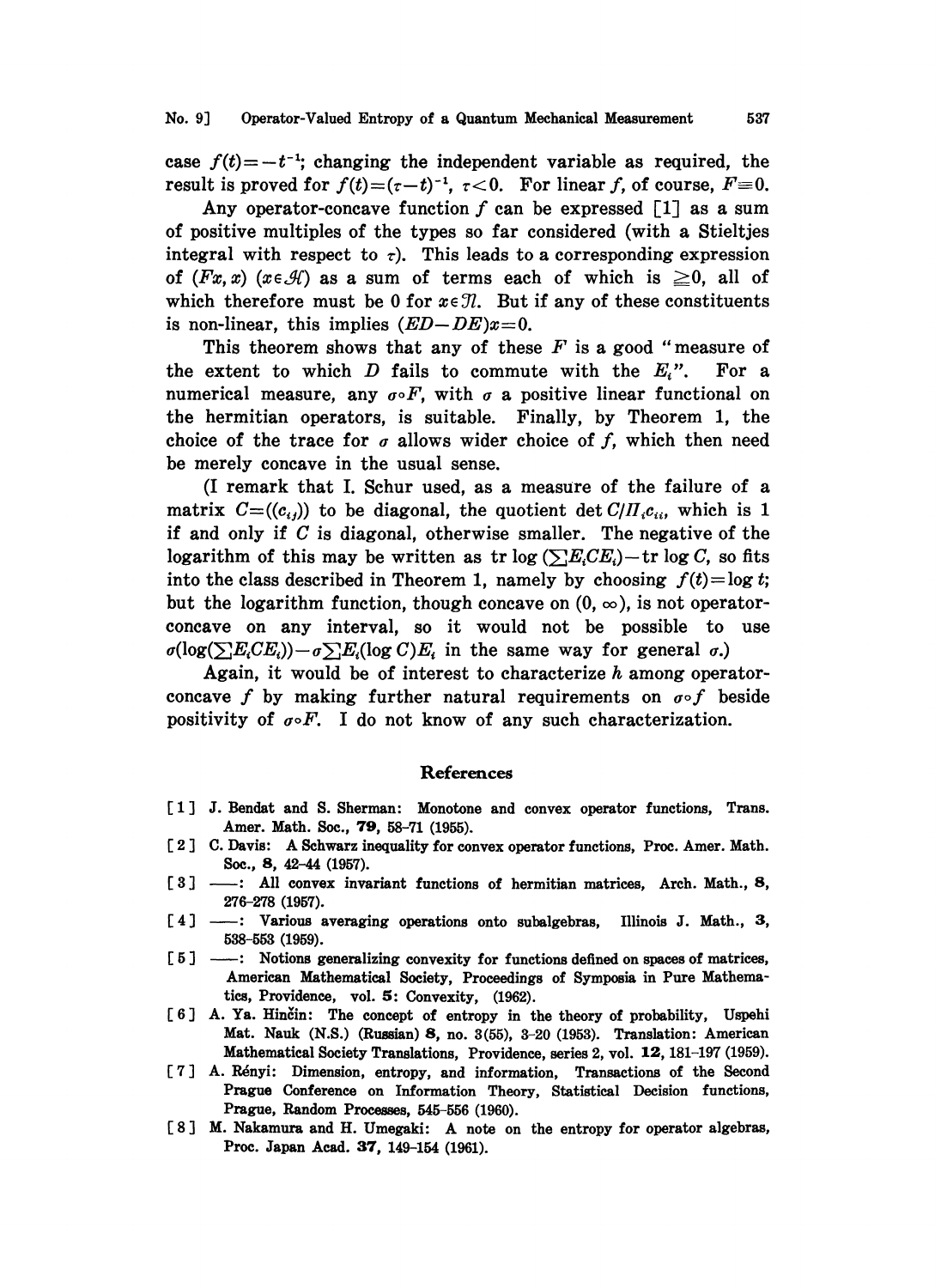case $f(t) = -t^{-1}$; changing the independent variable as required, the result is proved for $f(t) = (\tau - t)^{-1}$, $\tau < 0$. For linear $f$, of course, $F \equiv 0$.

Any operator-concave function $f$ can be expressed [1] as a sum of positive multiples of the types so far considered (with a Stieltjes integral with respect to $\tau$). This leads to a corresponding expression of $(Fx, x)$ $(x \in \mathcal{H})$ as a sum of terms each of which is $\geq 0$, all of which therefore must be 0 for $x \in \mathfrak{N}$. But if any of these constituents is non-linear, this implies $(ED - DE)x = 0$.

This theorem shows that any of these $F$ is a good "measure of the extent to which $D$ fails to commute with the $E_i$". For a numerical measure, any $\sigma \circ F$, with $\sigma$ a positive linear functional on the hermitian operators, is suitable. Finally, by Theorem 1, the choice of the trace for $\sigma$ allows wider choice of $f$, which then need be merely concave in the usual sense.

(I remark that I. Schur used, as a measure of the failure of a matrix $C = ((c_{ij}))$ to be diagonal, the quotient $\det C / \Pi_i c_{ii}$, which is 1 if and only if $C$ is diagonal, otherwise smaller. The negative of the logarithm of this may be written as $\operatorname{tr} \log (\sum E_i C E_i) - \operatorname{tr} \log C$, so fits into the class described in Theorem 1, namely by choosing $f(t) = \log t$; but the logarithm function, though concave on $(0, \infty)$, is not operator-concave on any interval, so it would not be possible to use $\sigma(\log(\sum E_i C E_i)) - \sigma \sum E_i (\log C) E_i$ in the same way for general $\sigma$.)

Again, it would be of interest to characterize $h$ among operator-concave $f$ by making further natural requirements on $\sigma \circ f$ beside positivity of $\sigma \circ F$. I do not know of any such characterization.

## References

[1] J. Bendat and S. Sherman: Monotone and convex operator functions, Trans. Amer. Math. Soc., **79**, 58–71 (1955).

[2] C. Davis: A Schwarz inequality for convex operator functions, Proc. Amer. Math. Soc., **8**, 42–44 (1957).

[3] ——: All convex invariant functions of hermitian matrices, Arch. Math., **8**, 276–278 (1957).

[4] ——: Various averaging operations onto subalgebras, Illinois J. Math., **3**, 538–553 (1959).

[5] ——: Notions generalizing convexity for functions defined on spaces of matrices, American Mathematical Society, Proceedings of Symposia in Pure Mathematics, Providence, vol. **5**: Convexity, (1962).

[6] A. Ya. Hinčin: The concept of entropy in the theory of probability, Uspehi Mat. Nauk (N.S.) (Russian) **8**, no. 3(55), 3–20 (1953). Translation: American Mathematical Society Translations, Providence, series 2, vol. **12**, 181–197 (1959).

[7] A. Rényi: Dimension, entropy, and information, Transactions of the Second Prague Conference on Information Theory, Statistical Decision functions, Prague, Random Processes, 545–556 (1960).

[8] M. Nakamura and H. Umegaki: A note on the entropy for operator algebras, Proc. Japan Acad. **37**, 149–154 (1961).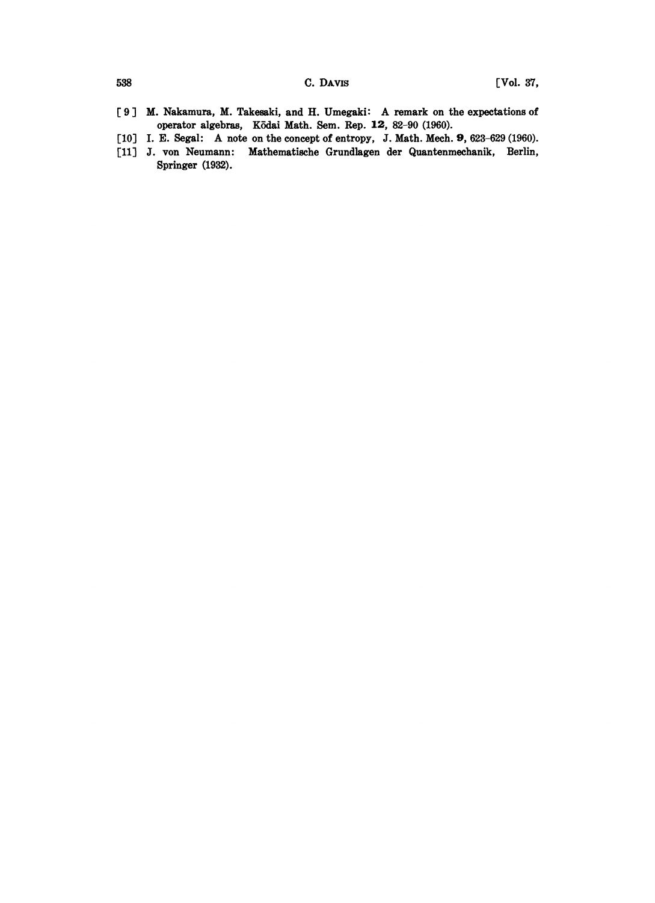[9] M. Nakamura, M. Takesaki, and H. Umegaki: A remark on the expectations of operator algebras, Kōdai Math. Sem. Rep. **12**, 82–90 (1960).

[10] I. E. Segal: A note on the concept of entropy, J. Math. Mech. **9**, 623–629 (1960).

[11] J. von Neumann: Mathematische Grundlagen der Quantenmechanik, Berlin, Springer (1932).